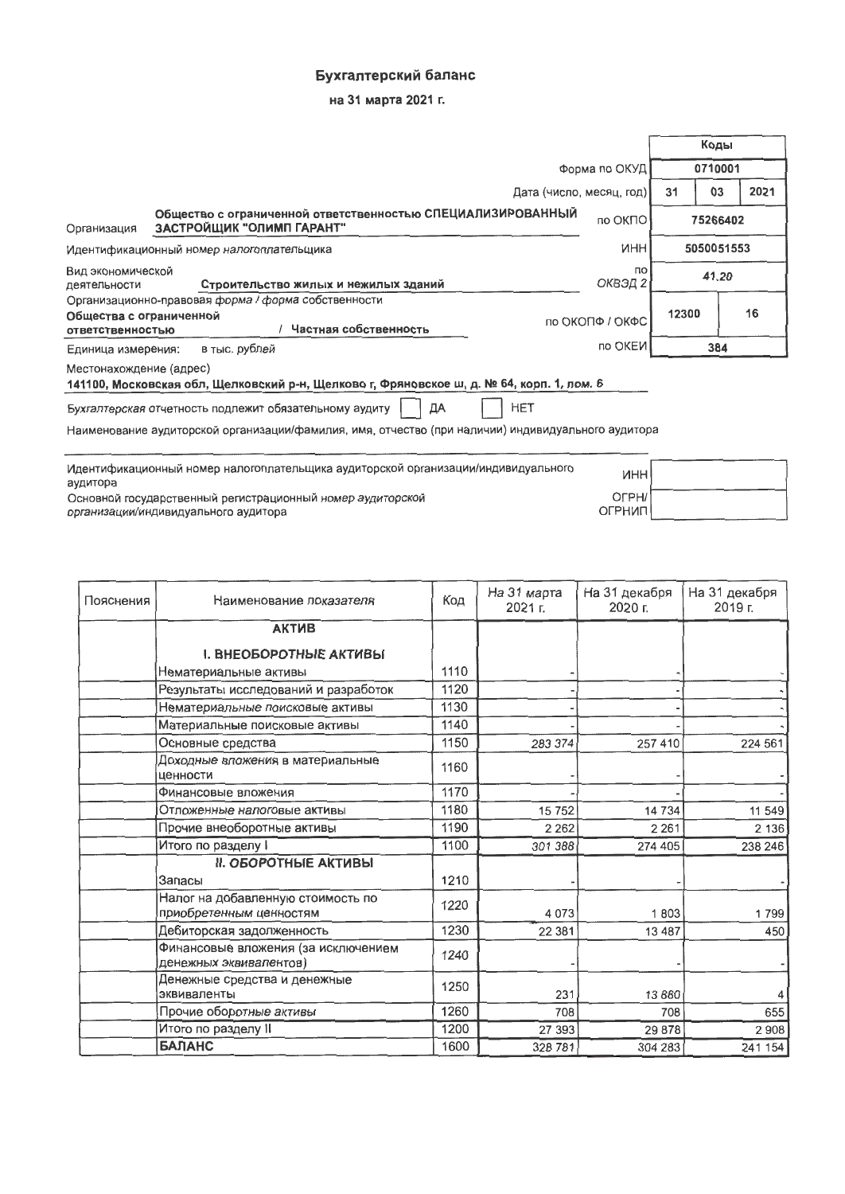# Бухгалтерский баланс

## на 31 марта 2021 г.

| | | Коды | | |
|---|---|---|---|---|
| | Форма по ОКУД | 0710001 | | |
| | Дата (число, месяц, год) | 31 | 03 | 2021 |
| Организация: Общество с ограниченной ответственностью СПЕЦИАЛИЗИРОВАННЫЙ ЗАСТРОЙЩИК "ОЛИМП ГАРАНТ" | по ОКПО | 75266402 | | |
| Идентификационный номер налогоплательщика | ИНН | 5050051553 | | |
| Вид экономической деятельности: Строительство жилых и нежилых зданий | по ОКВЭД 2 | 41.20 | | |
| Организационно-правовая форма / форма собственности: Общества с ограниченной ответственностью / Частная собственность | по ОКОПФ / ОКФС | 12300 | | 16 |
| Единица измерения: в тыс. рублей | по ОКЕИ | 384 | | |

Местонахождение (адрес)
**141100, Московская обл, Щелковский р-н, Щелково г, Фряновское ш, д. № 64, корп. 1, пом. 6**

Бухгалтерская отчетность подлежит обязательному аудиту ☐ ДА ☐ НЕТ

Наименование аудиторской организации/фамилия, имя, отчество (при наличии) индивидуального аудитора

| | | |
|---|---|---|
| Идентификационный номер налогоплательщика аудиторской организации/индивидуального аудитора | ИНН | |
| Основной государственный регистрационный номер аудиторской организации/индивидуального аудитора | ОГРН/ОГРНИП | |

| Пояснения | Наименование показателя | Код | На 31 марта 2021 г. | На 31 декабря 2020 г. | На 31 декабря 2019 г. |
|---|---|---|---|---|---|
| | **АКТИВ** | | | | |
| | **I. ВНЕОБОРОТНЫЕ АКТИВЫ** | | | | |
| | Нематериальные активы | 1110 | - | - | - |
| | Результаты исследований и разработок | 1120 | - | - | - |
| | Нематериальные поисковые активы | 1130 | - | - | - |
| | Материальные поисковые активы | 1140 | - | - | - |
| | Основные средства | 1150 | 283 374 | 257 410 | 224 561 |
| | Доходные вложения в материальные ценности | 1160 | - | - | - |
| | Финансовые вложения | 1170 | - | - | - |
| | Отложенные налоговые активы | 1180 | 15 752 | 14 734 | 11 549 |
| | Прочие внеоборотные активы | 1190 | 2 262 | 2 261 | 2 136 |
| | Итого по разделу I | 1100 | 301 388 | 274 405 | 238 246 |
| | **II. ОБОРОТНЫЕ АКТИВЫ** | | | | |
| | Запасы | 1210 | - | - | - |
| | Налог на добавленную стоимость по приобретенным ценностям | 1220 | 4 073 | 1 803 | 1 799 |
| | Дебиторская задолженность | 1230 | 22 381 | 13 487 | 450 |
| | Финансовые вложения (за исключением денежных эквивалентов) | 1240 | - | - | - |
| | Денежные средства и денежные эквиваленты | 1250 | 231 | 13 880 | 4 |
| | Прочие оборотные активы | 1260 | 708 | 708 | 655 |
| | Итого по разделу II | 1200 | 27 393 | 29 878 | 2 908 |
| | **БАЛАНС** | 1600 | 328 781 | 304 283 | 241 154 |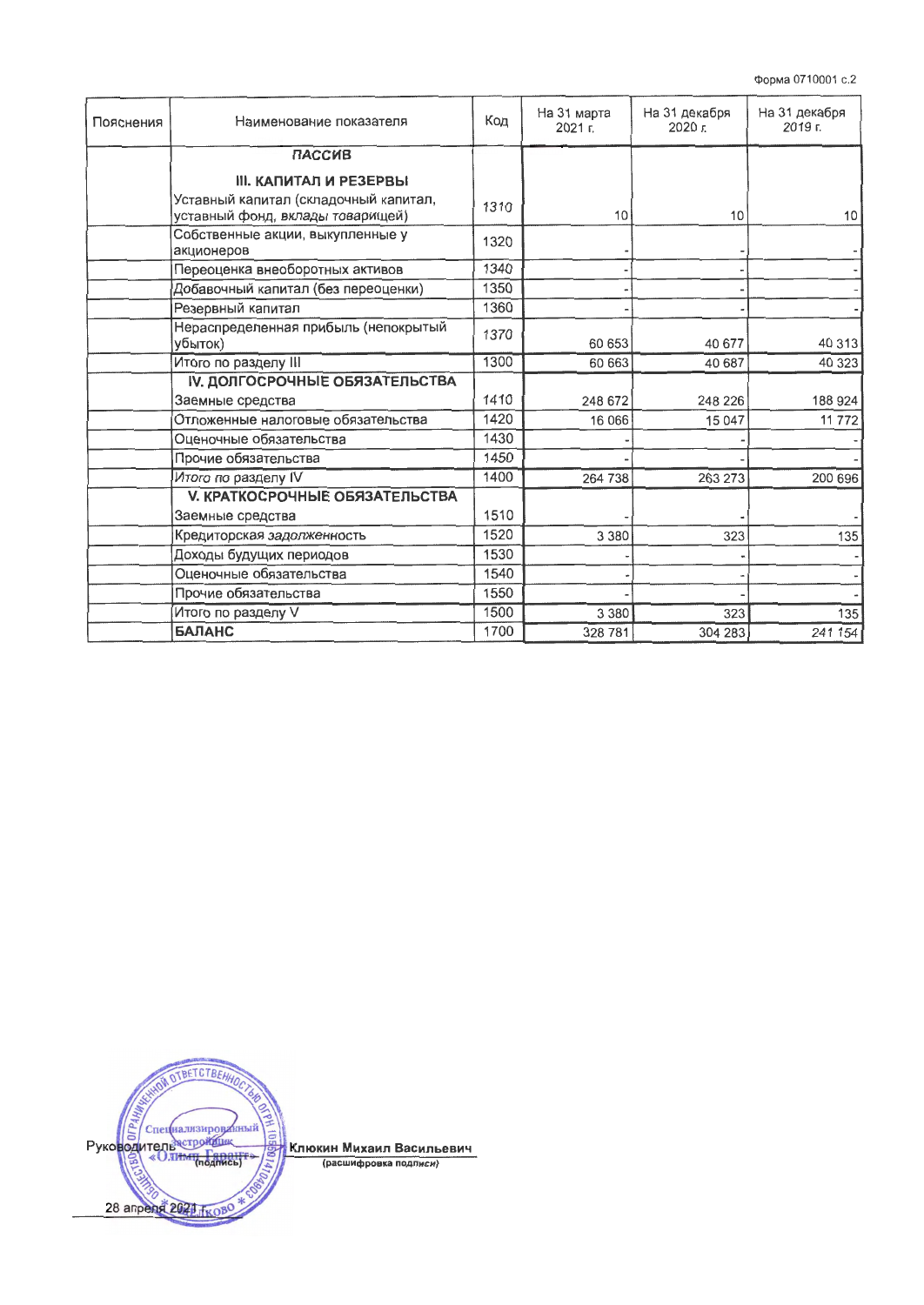Форма 0710001 с.2

| Пояснения | Наименование показателя | Код | На 31 марта 2021 г. | На 31 декабря 2020 г. | На 31 декабря 2019 г. |
|---|---|---|---|---|---|
| | **ПАССИВ** | | | | |
| | **III. КАПИТАЛ И РЕЗЕРВЫ** | | | | |
| | Уставный капитал (складочный капитал, уставный фонд, вклады товарищей) | 1310 | 10 | 10 | 10 |
| | Собственные акции, выкупленные у акционеров | 1320 | - | - | - |
| | Переоценка внеоборотных активов | 1340 | - | - | - |
| | Добавочный капитал (без переоценки) | 1350 | - | - | - |
| | Резервный капитал | 1360 | - | - | - |
| | Нераспределенная прибыль (непокрытый убыток) | 1370 | 60 653 | 40 677 | 40 313 |
| | Итого по разделу III | 1300 | 60 663 | 40 687 | 40 323 |
| | **IV. ДОЛГОСРОЧНЫЕ ОБЯЗАТЕЛЬСТВА** | | | | |
| | Заемные средства | 1410 | 248 672 | 248 226 | 188 924 |
| | Отложенные налоговые обязательства | 1420 | 16 066 | 15 047 | 11 772 |
| | Оценочные обязательства | 1430 | - | - | - |
| | Прочие обязательства | 1450 | - | - | - |
| | Итого по разделу IV | 1400 | 264 738 | 263 273 | 200 696 |
| | **V. КРАТКОСРОЧНЫЕ ОБЯЗАТЕЛЬСТВА** | | | | |
| | Заемные средства | 1510 | - | - | - |
| | Кредиторская задолженность | 1520 | 3 380 | 323 | 135 |
| | Доходы будущих периодов | 1530 | - | - | - |
| | Оценочные обязательства | 1540 | - | - | - |
| | Прочие обязательства | 1550 | - | - | - |
| | Итого по разделу V | 1500 | 3 380 | 323 | 135 |
| | **БАЛАНС** | 1700 | 328 781 | 304 283 | 241 154 |

Руководитель ____________ (подпись) **Клюкин Михаил Васильевич** (расшифровка подписи)

28 апреля 2021 г.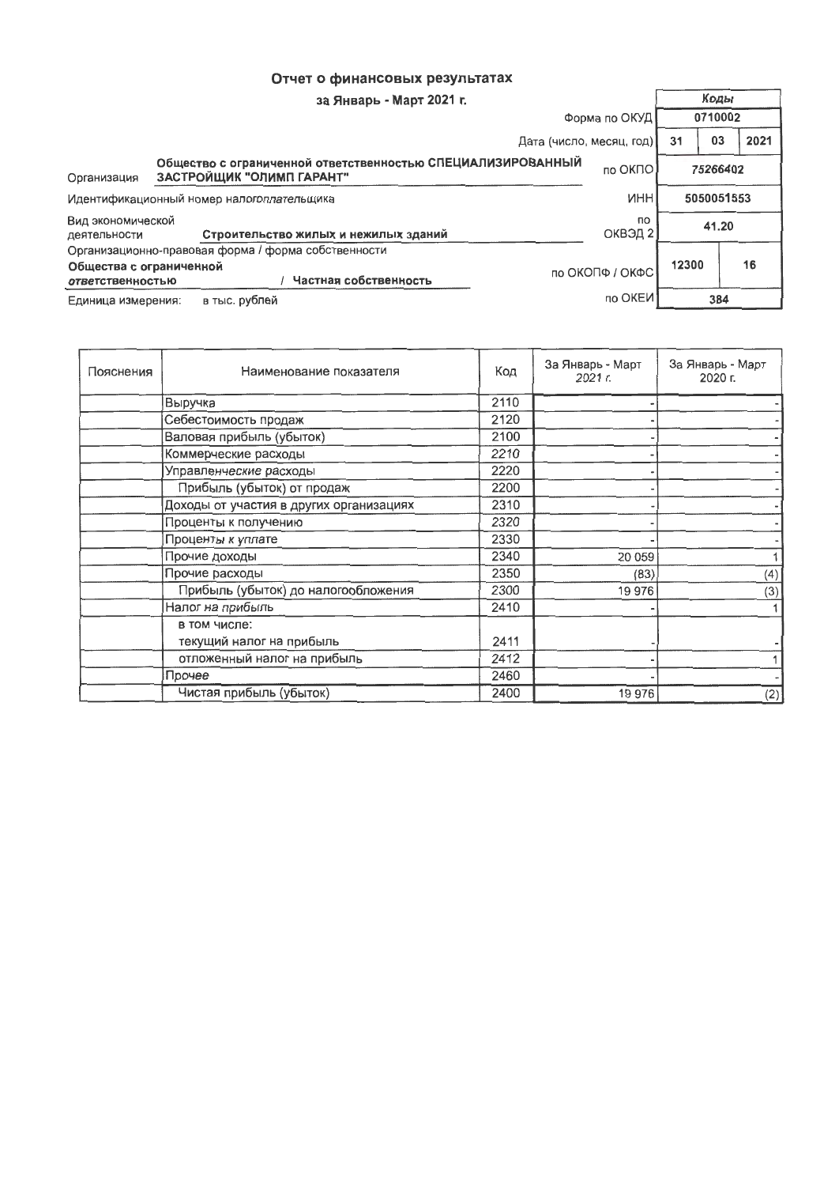# Отчет о финансовых результатах

## за Январь - Март 2021 г.

| | | Коды | | |
|---|---|---|---|---|
| | Форма по ОКУД | 0710002 | | |
| | Дата (число, месяц, год) | 31 | 03 | 2021 |
| Организация: Общество с ограниченной ответственностью СПЕЦИАЛИЗИРОВАННЫЙ ЗАСТРОЙЩИК "ОЛИМП ГАРАНТ" | по ОКПО | 75266402 | | |
| Идентификационный номер налогоплательщика | ИНН | 5050051553 | | |
| Вид экономической деятельности: Строительство жилых и нежилых зданий | по ОКВЭД 2 | 41.20 | | |
| Организационно-правовая форма / форма собственности: Общества с ограниченной ответственностью / Частная собственность | по ОКОПФ / ОКФС | 12300 | | 16 |
| Единица измерения: в тыс. рублей | по ОКЕИ | 384 | | |

| Пояснения | Наименование показателя | Код | За Январь - Март 2021 г. | За Январь - Март 2020 г. |
|---|---|---|---|---|
| | Выручка | 2110 | - | - |
| | Себестоимость продаж | 2120 | - | - |
| | Валовая прибыль (убыток) | 2100 | - | - |
| | Коммерческие расходы | 2210 | - | - |
| | Управленческие расходы | 2220 | - | - |
| | Прибыль (убыток) от продаж | 2200 | - | - |
| | Доходы от участия в других организациях | 2310 | - | - |
| | Проценты к получению | 2320 | - | - |
| | Проценты к уплате | 2330 | - | - |
| | Прочие доходы | 2340 | 20 059 | 1 |
| | Прочие расходы | 2350 | (83) | (4) |
| | Прибыль (убыток) до налогообложения | 2300 | 19 976 | (3) |
| | Налог на прибыль | 2410 | - | 1 |
| | в том числе: | | | |
| | текущий налог на прибыль | 2411 | - | - |
| | отложенный налог на прибыль | 2412 | - | 1 |
| | Прочее | 2460 | - | - |
| | Чистая прибыль (убыток) | 2400 | 19 976 | (2) |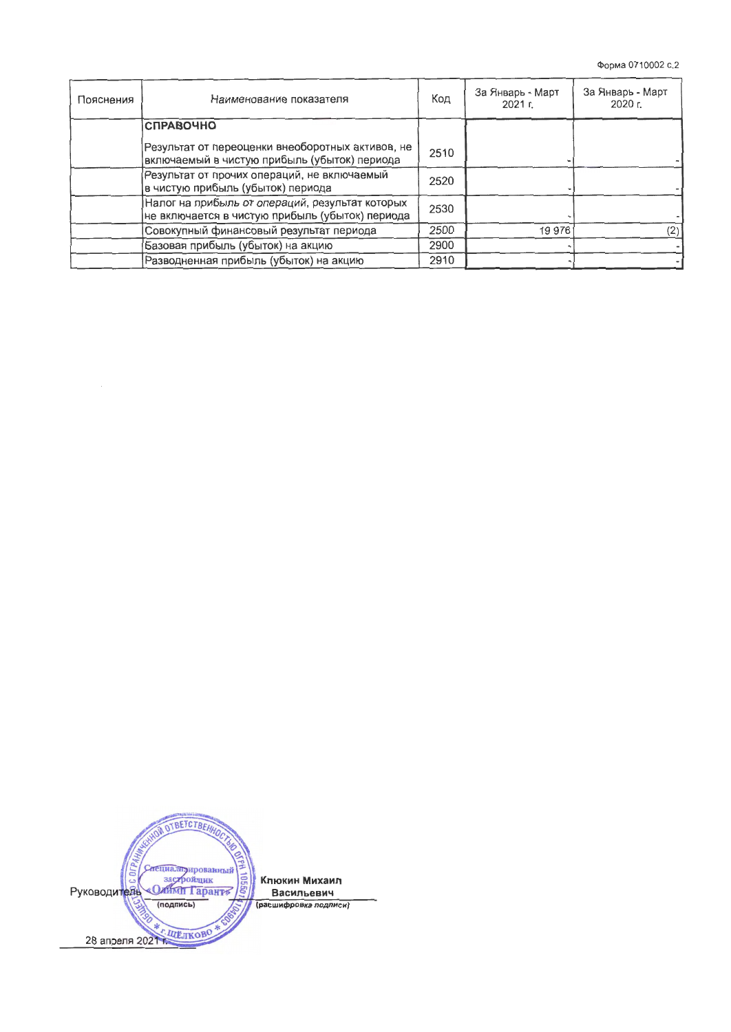Форма 0710002 с.2

| Пояснения | Наименование показателя | Код | За Январь - Март 2021 г. | За Январь - Март 2020 г. |
|---|---|---|---|---|
| | **СПРАВОЧНО** | | | |
| | Результат от переоценки внеоборотных активов, не включаемый в чистую прибыль (убыток) периода | 2510 | - | - |
| | Результат от прочих операций, не включаемый в чистую прибыль (убыток) периода | 2520 | - | - |
| | Налог на прибыль от операций, результат которых не включается в чистую прибыль (убыток) периода | 2530 | - | - |
| | Совокупный финансовый результат периода | 2500 | 19 976 | (2) |
| | Базовая прибыль (убыток) на акцию | 2900 | - | - |
| | Разводненная прибыль (убыток) на акцию | 2910 | - | - |

Руководитель ______ (подпись) **Клюкин Михаил Васильевич** (расшифровка подписи)

Печать: ОБЩЕСТВО С ОГРАНИЧЕННОЙ ОТВЕТСТВЕННОСТЬЮ ОГРН 1055014104903 «Специализированный застройщик «Олимп Гарант» * г. ЩЁЛКОВО *

28 апреля 2021 г.